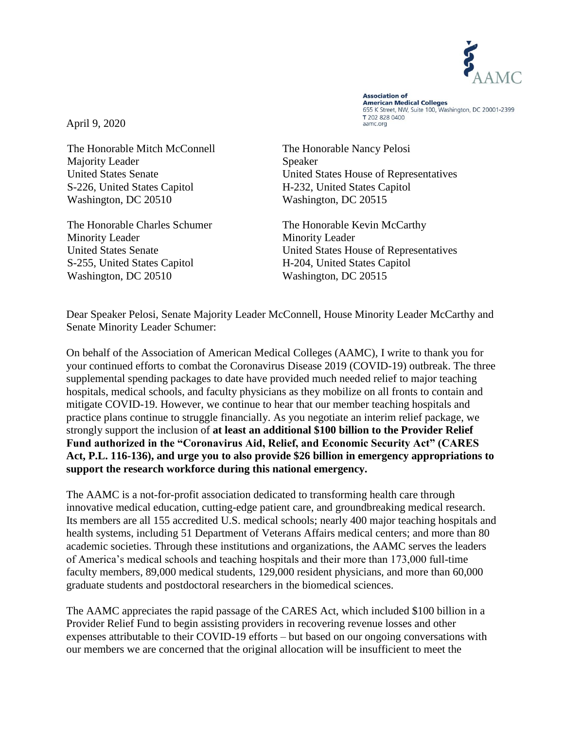AAMC

**Association of American Medical Colleges**
655 K Street, NW, Suite 100, Washington, DC 20001-2399
T 202 828 0400
aamc.org

April 9, 2020

The Honorable Mitch McConnell
Majority Leader
United States Senate
S-226, United States Capitol
Washington, DC 20510

The Honorable Nancy Pelosi
Speaker
United States House of Representatives
H-232, United States Capitol
Washington, DC 20515

The Honorable Charles Schumer
Minority Leader
United States Senate
S-255, United States Capitol
Washington, DC 20510

The Honorable Kevin McCarthy
Minority Leader
United States House of Representatives
H-204, United States Capitol
Washington, DC 20515

Dear Speaker Pelosi, Senate Majority Leader McConnell, House Minority Leader McCarthy and Senate Minority Leader Schumer:

On behalf of the Association of American Medical Colleges (AAMC), I write to thank you for your continued efforts to combat the Coronavirus Disease 2019 (COVID-19) outbreak. The three supplemental spending packages to date have provided much needed relief to major teaching hospitals, medical schools, and faculty physicians as they mobilize on all fronts to contain and mitigate COVID-19. However, we continue to hear that our member teaching hospitals and practice plans continue to struggle financially. As you negotiate an interim relief package, we strongly support the inclusion of **at least an additional $100 billion to the Provider Relief Fund authorized in the "Coronavirus Aid, Relief, and Economic Security Act" (CARES Act, P.L. 116-136), and urge you to also provide $26 billion in emergency appropriations to support the research workforce during this national emergency.**

The AAMC is a not-for-profit association dedicated to transforming health care through innovative medical education, cutting-edge patient care, and groundbreaking medical research. Its members are all 155 accredited U.S. medical schools; nearly 400 major teaching hospitals and health systems, including 51 Department of Veterans Affairs medical centers; and more than 80 academic societies. Through these institutions and organizations, the AAMC serves the leaders of America's medical schools and teaching hospitals and their more than 173,000 full-time faculty members, 89,000 medical students, 129,000 resident physicians, and more than 60,000 graduate students and postdoctoral researchers in the biomedical sciences.

The AAMC appreciates the rapid passage of the CARES Act, which included $100 billion in a Provider Relief Fund to begin assisting providers in recovering revenue losses and other expenses attributable to their COVID-19 efforts – but based on our ongoing conversations with our members we are concerned that the original allocation will be insufficient to meet the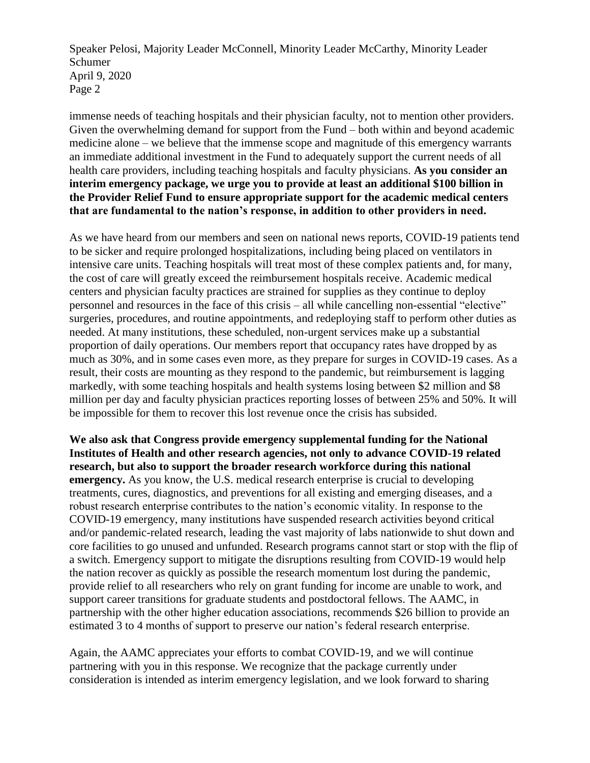immense needs of teaching hospitals and their physician faculty, not to mention other providers. Given the overwhelming demand for support from the Fund – both within and beyond academic medicine alone – we believe that the immense scope and magnitude of this emergency warrants an immediate additional investment in the Fund to adequately support the current needs of all health care providers, including teaching hospitals and faculty physicians. **As you consider an interim emergency package, we urge you to provide at least an additional $100 billion in the Provider Relief Fund to ensure appropriate support for the academic medical centers that are fundamental to the nation's response, in addition to other providers in need.**

As we have heard from our members and seen on national news reports, COVID-19 patients tend to be sicker and require prolonged hospitalizations, including being placed on ventilators in intensive care units. Teaching hospitals will treat most of these complex patients and, for many, the cost of care will greatly exceed the reimbursement hospitals receive. Academic medical centers and physician faculty practices are strained for supplies as they continue to deploy personnel and resources in the face of this crisis – all while cancelling non-essential "elective" surgeries, procedures, and routine appointments, and redeploying staff to perform other duties as needed. At many institutions, these scheduled, non-urgent services make up a substantial proportion of daily operations. Our members report that occupancy rates have dropped by as much as 30%, and in some cases even more, as they prepare for surges in COVID-19 cases. As a result, their costs are mounting as they respond to the pandemic, but reimbursement is lagging markedly, with some teaching hospitals and health systems losing between $2 million and $8 million per day and faculty physician practices reporting losses of between 25% and 50%. It will be impossible for them to recover this lost revenue once the crisis has subsided.

**We also ask that Congress provide emergency supplemental funding for the National Institutes of Health and other research agencies, not only to advance COVID-19 related research, but also to support the broader research workforce during this national emergency.** As you know, the U.S. medical research enterprise is crucial to developing treatments, cures, diagnostics, and preventions for all existing and emerging diseases, and a robust research enterprise contributes to the nation's economic vitality. In response to the COVID-19 emergency, many institutions have suspended research activities beyond critical and/or pandemic-related research, leading the vast majority of labs nationwide to shut down and core facilities to go unused and unfunded. Research programs cannot start or stop with the flip of a switch. Emergency support to mitigate the disruptions resulting from COVID-19 would help the nation recover as quickly as possible the research momentum lost during the pandemic, provide relief to all researchers who rely on grant funding for income are unable to work, and support career transitions for graduate students and postdoctoral fellows. The AAMC, in partnership with the other higher education associations, recommends $26 billion to provide an estimated 3 to 4 months of support to preserve our nation's federal research enterprise.

Again, the AAMC appreciates your efforts to combat COVID-19, and we will continue partnering with you in this response. We recognize that the package currently under consideration is intended as interim emergency legislation, and we look forward to sharing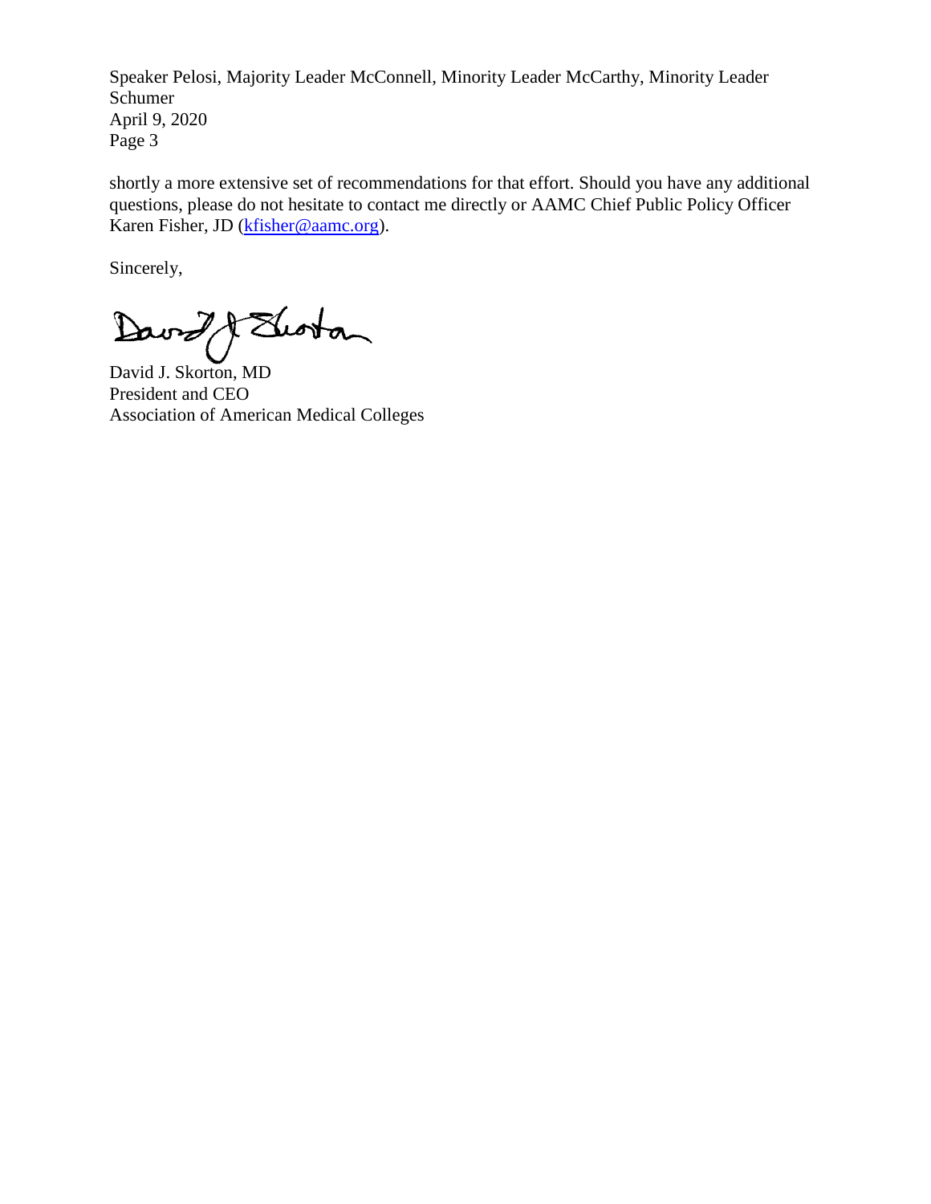shortly a more extensive set of recommendations for that effort. Should you have any additional questions, please do not hesitate to contact me directly or AAMC Chief Public Policy Officer Karen Fisher, JD (kfisher@aamc.org).

Sincerely,

David J. Skorton, MD
President and CEO
Association of American Medical Colleges